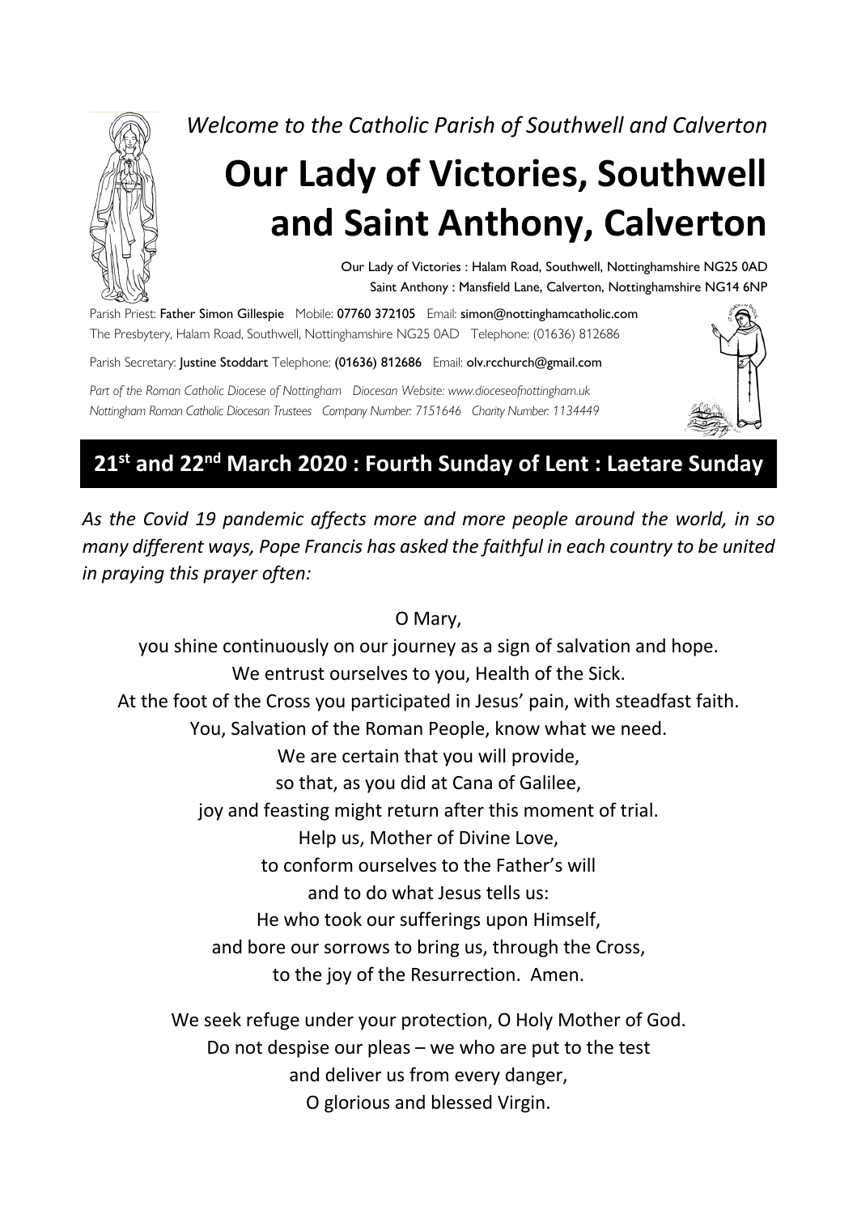*Welcome to the Catholic Parish of Southwell and Calverton*

# Our Lady of Victories, Southwell and Saint Anthony, Calverton

Our Lady of Victories : Halam Road, Southwell, Nottinghamshire NG25 0AD
Saint Anthony : Mansfield Lane, Calverton, Nottinghamshire NG14 6NP

Parish Priest: **Father Simon Gillespie** Mobile: **07760 372105** Email: **simon@nottinghamcatholic.com**
The Presbytery, Halam Road, Southwell, Nottinghamshire NG25 0AD Telephone: (01636) 812686

Parish Secretary: **Justine Stoddart** Telephone: **(01636) 812686** Email: **olv.rcchurch@gmail.com**

*Part of the Roman Catholic Diocese of Nottingham Diocesan Website: www.dioceseofnottingham.uk*
*Nottingham Roman Catholic Diocesan Trustees Company Number: 7151646 Charity Number: 1134449*

## 21st and 22nd March 2020 : Fourth Sunday of Lent : Laetare Sunday

*As the Covid 19 pandemic affects more and more people around the world, in so many different ways, Pope Francis has asked the faithful in each country to be united in praying this prayer often:*

O Mary,
you shine continuously on our journey as a sign of salvation and hope.
We entrust ourselves to you, Health of the Sick.
At the foot of the Cross you participated in Jesus' pain, with steadfast faith.
You, Salvation of the Roman People, know what we need.
We are certain that you will provide,
so that, as you did at Cana of Galilee,
joy and feasting might return after this moment of trial.
Help us, Mother of Divine Love,
to conform ourselves to the Father's will
and to do what Jesus tells us:
He who took our sufferings upon Himself,
and bore our sorrows to bring us, through the Cross,
to the joy of the Resurrection. Amen.

We seek refuge under your protection, O Holy Mother of God.
Do not despise our pleas – we who are put to the test
and deliver us from every danger,
O glorious and blessed Virgin.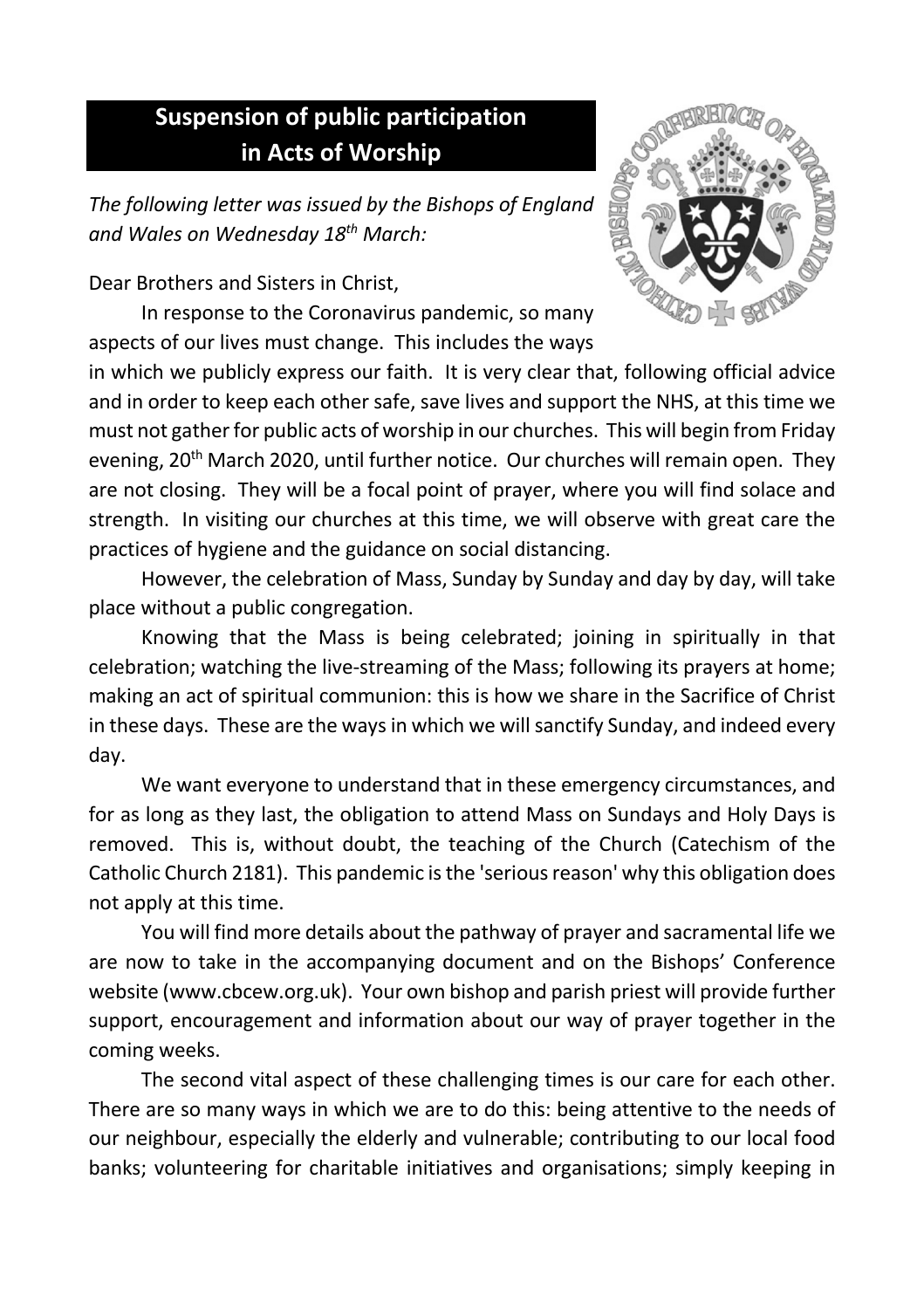## Suspension of public participation in Acts of Worship

*The following letter was issued by the Bishops of England and Wales on Wednesday 18th March:*

Dear Brothers and Sisters in Christ,

In response to the Coronavirus pandemic, so many aspects of our lives must change. This includes the ways in which we publicly express our faith. It is very clear that, following official advice and in order to keep each other safe, save lives and support the NHS, at this time we must not gather for public acts of worship in our churches. This will begin from Friday evening, 20th March 2020, until further notice. Our churches will remain open. They are not closing. They will be a focal point of prayer, where you will find solace and strength. In visiting our churches at this time, we will observe with great care the practices of hygiene and the guidance on social distancing.

However, the celebration of Mass, Sunday by Sunday and day by day, will take place without a public congregation.

Knowing that the Mass is being celebrated; joining in spiritually in that celebration; watching the live-streaming of the Mass; following its prayers at home; making an act of spiritual communion: this is how we share in the Sacrifice of Christ in these days. These are the ways in which we will sanctify Sunday, and indeed every day.

We want everyone to understand that in these emergency circumstances, and for as long as they last, the obligation to attend Mass on Sundays and Holy Days is removed. This is, without doubt, the teaching of the Church (Catechism of the Catholic Church 2181). This pandemic is the 'serious reason' why this obligation does not apply at this time.

You will find more details about the pathway of prayer and sacramental life we are now to take in the accompanying document and on the Bishops' Conference website (www.cbcew.org.uk). Your own bishop and parish priest will provide further support, encouragement and information about our way of prayer together in the coming weeks.

The second vital aspect of these challenging times is our care for each other. There are so many ways in which we are to do this: being attentive to the needs of our neighbour, especially the elderly and vulnerable; contributing to our local food banks; volunteering for charitable initiatives and organisations; simply keeping in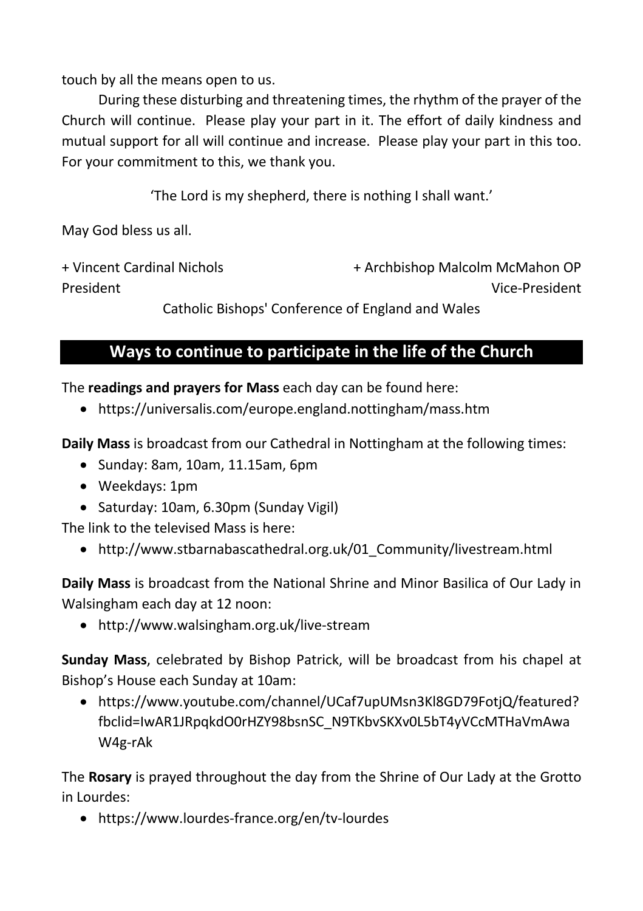touch by all the means open to us.

During these disturbing and threatening times, the rhythm of the prayer of the Church will continue. Please play your part in it. The effort of daily kindness and mutual support for all will continue and increase. Please play your part in this too. For your commitment to this, we thank you.

'The Lord is my shepherd, there is nothing I shall want.'

May God bless us all.

+ Vincent Cardinal Nichols
President

+ Archbishop Malcolm McMahon OP
Vice-President

Catholic Bishops' Conference of England and Wales

## Ways to continue to participate in the life of the Church

The **readings and prayers for Mass** each day can be found here:

- https://universalis.com/europe.england.nottingham/mass.htm

**Daily Mass** is broadcast from our Cathedral in Nottingham at the following times:

- Sunday: 8am, 10am, 11.15am, 6pm
- Weekdays: 1pm
- Saturday: 10am, 6.30pm (Sunday Vigil)

The link to the televised Mass is here:

- http://www.stbarnabascathedral.org.uk/01_Community/livestream.html

**Daily Mass** is broadcast from the National Shrine and Minor Basilica of Our Lady in Walsingham each day at 12 noon:

- http://www.walsingham.org.uk/live-stream

**Sunday Mass**, celebrated by Bishop Patrick, will be broadcast from his chapel at Bishop's House each Sunday at 10am:

- https://www.youtube.com/channel/UCaf7upUMsn3Kl8GD79FotjQ/featured?fbclid=IwAR1JRpqkdO0rHZY98bsnSC_N9TKbvSKXv0L5bT4yVCcMTHaVmAwaW4g-rAk

The **Rosary** is prayed throughout the day from the Shrine of Our Lady at the Grotto in Lourdes:

- https://www.lourdes-france.org/en/tv-lourdes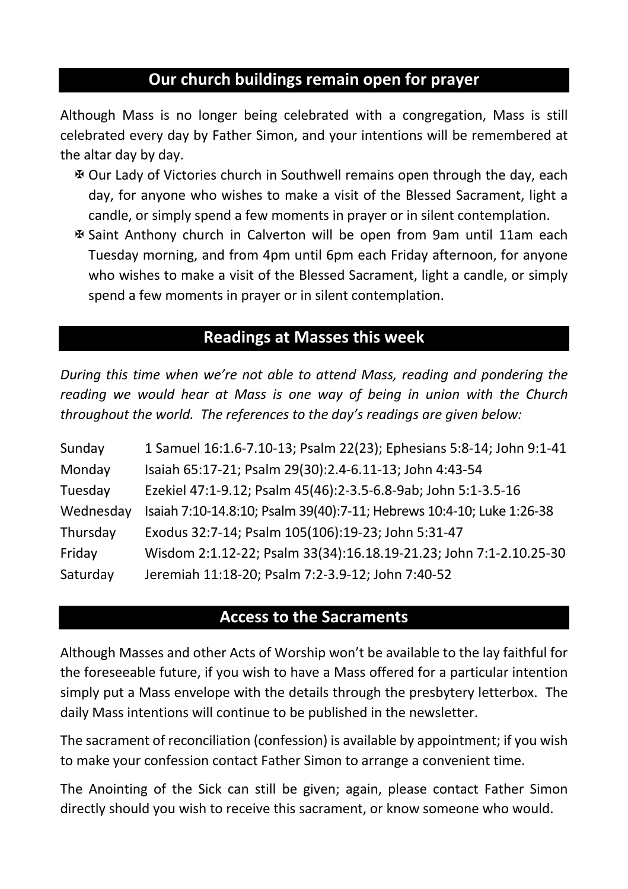## Our church buildings remain open for prayer

Although Mass is no longer being celebrated with a congregation, Mass is still celebrated every day by Father Simon, and your intentions will be remembered at the altar day by day.

- ✠ Our Lady of Victories church in Southwell remains open through the day, each day, for anyone who wishes to make a visit of the Blessed Sacrament, light a candle, or simply spend a few moments in prayer or in silent contemplation.
- ✠ Saint Anthony church in Calverton will be open from 9am until 11am each Tuesday morning, and from 4pm until 6pm each Friday afternoon, for anyone who wishes to make a visit of the Blessed Sacrament, light a candle, or simply spend a few moments in prayer or in silent contemplation.

## Readings at Masses this week

*During this time when we're not able to attend Mass, reading and pondering the reading we would hear at Mass is one way of being in union with the Church throughout the world. The references to the day's readings are given below:*

| | |
|---|---|
| Sunday | 1 Samuel 16:1.6-7.10-13; Psalm 22(23); Ephesians 5:8-14; John 9:1-41 |
| Monday | Isaiah 65:17-21; Psalm 29(30):2.4-6.11-13; John 4:43-54 |
| Tuesday | Ezekiel 47:1-9.12; Psalm 45(46):2-3.5-6.8-9ab; John 5:1-3.5-16 |
| Wednesday | Isaiah 7:10-14.8:10; Psalm 39(40):7-11; Hebrews 10:4-10; Luke 1:26-38 |
| Thursday | Exodus 32:7-14; Psalm 105(106):19-23; John 5:31-47 |
| Friday | Wisdom 2:1.12-22; Psalm 33(34):16.18.19-21.23; John 7:1-2.10.25-30 |
| Saturday | Jeremiah 11:18-20; Psalm 7:2-3.9-12; John 7:40-52 |

## Access to the Sacraments

Although Masses and other Acts of Worship won't be available to the lay faithful for the foreseeable future, if you wish to have a Mass offered for a particular intention simply put a Mass envelope with the details through the presbytery letterbox. The daily Mass intentions will continue to be published in the newsletter.

The sacrament of reconciliation (confession) is available by appointment; if you wish to make your confession contact Father Simon to arrange a convenient time.

The Anointing of the Sick can still be given; again, please contact Father Simon directly should you wish to receive this sacrament, or know someone who would.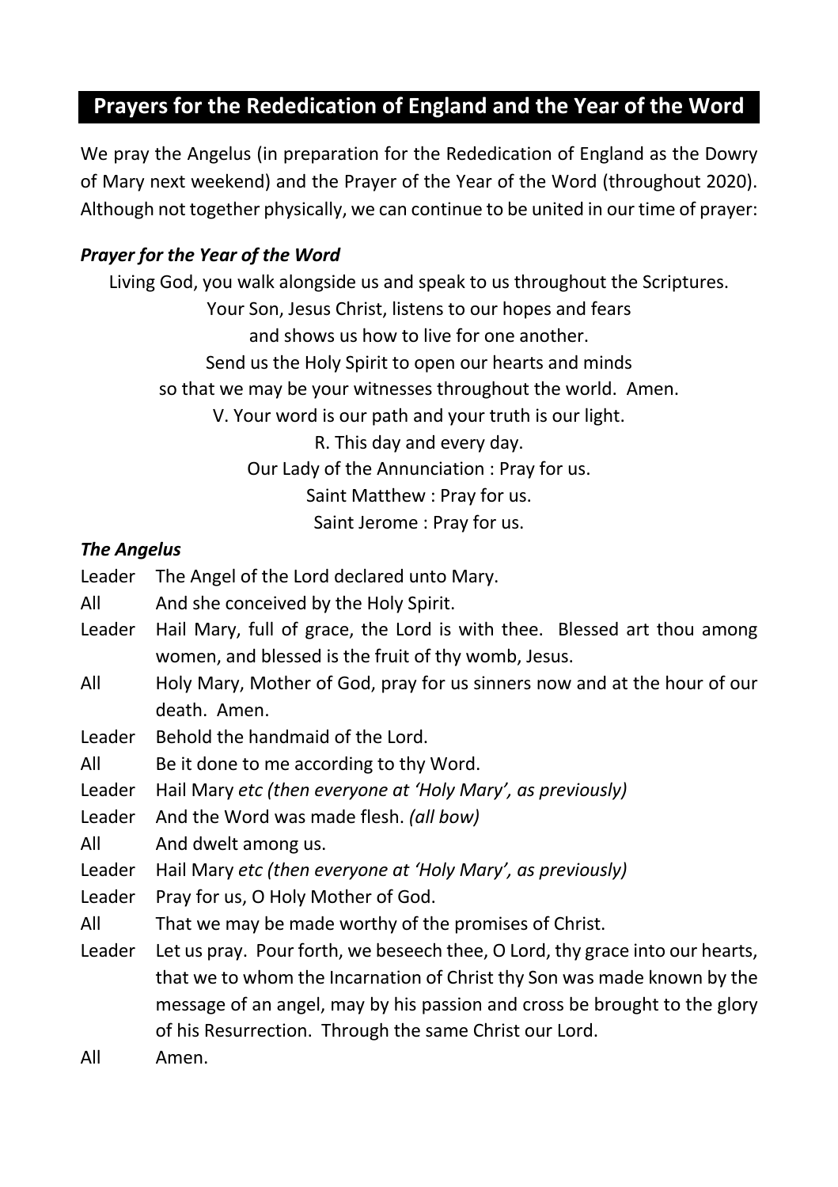## Prayers for the Rededication of England and the Year of the Word

We pray the Angelus (in preparation for the Rededication of England as the Dowry of Mary next weekend) and the Prayer of the Year of the Word (throughout 2020). Although not together physically, we can continue to be united in our time of prayer:

### *Prayer for the Year of the Word*

Living God, you walk alongside us and speak to us throughout the Scriptures.
Your Son, Jesus Christ, listens to our hopes and fears
and shows us how to live for one another.
Send us the Holy Spirit to open our hearts and minds
so that we may be your witnesses throughout the world. Amen.
V. Your word is our path and your truth is our light.
R. This day and every day.
Our Lady of the Annunciation : Pray for us.
Saint Matthew : Pray for us.
Saint Jerome : Pray for us.

### *The Angelus*

Leader — The Angel of the Lord declared unto Mary.
All — And she conceived by the Holy Spirit.
Leader — Hail Mary, full of grace, the Lord is with thee. Blessed art thou among women, and blessed is the fruit of thy womb, Jesus.
All — Holy Mary, Mother of God, pray for us sinners now and at the hour of our death. Amen.
Leader — Behold the handmaid of the Lord.
All — Be it done to me according to thy Word.
Leader — Hail Mary *etc (then everyone at 'Holy Mary', as previously)*
Leader — And the Word was made flesh. *(all bow)*
All — And dwelt among us.
Leader — Hail Mary *etc (then everyone at 'Holy Mary', as previously)*
Leader — Pray for us, O Holy Mother of God.
All — That we may be made worthy of the promises of Christ.
Leader — Let us pray. Pour forth, we beseech thee, O Lord, thy grace into our hearts, that we to whom the Incarnation of Christ thy Son was made known by the message of an angel, may by his passion and cross be brought to the glory of his Resurrection. Through the same Christ our Lord.
All — Amen.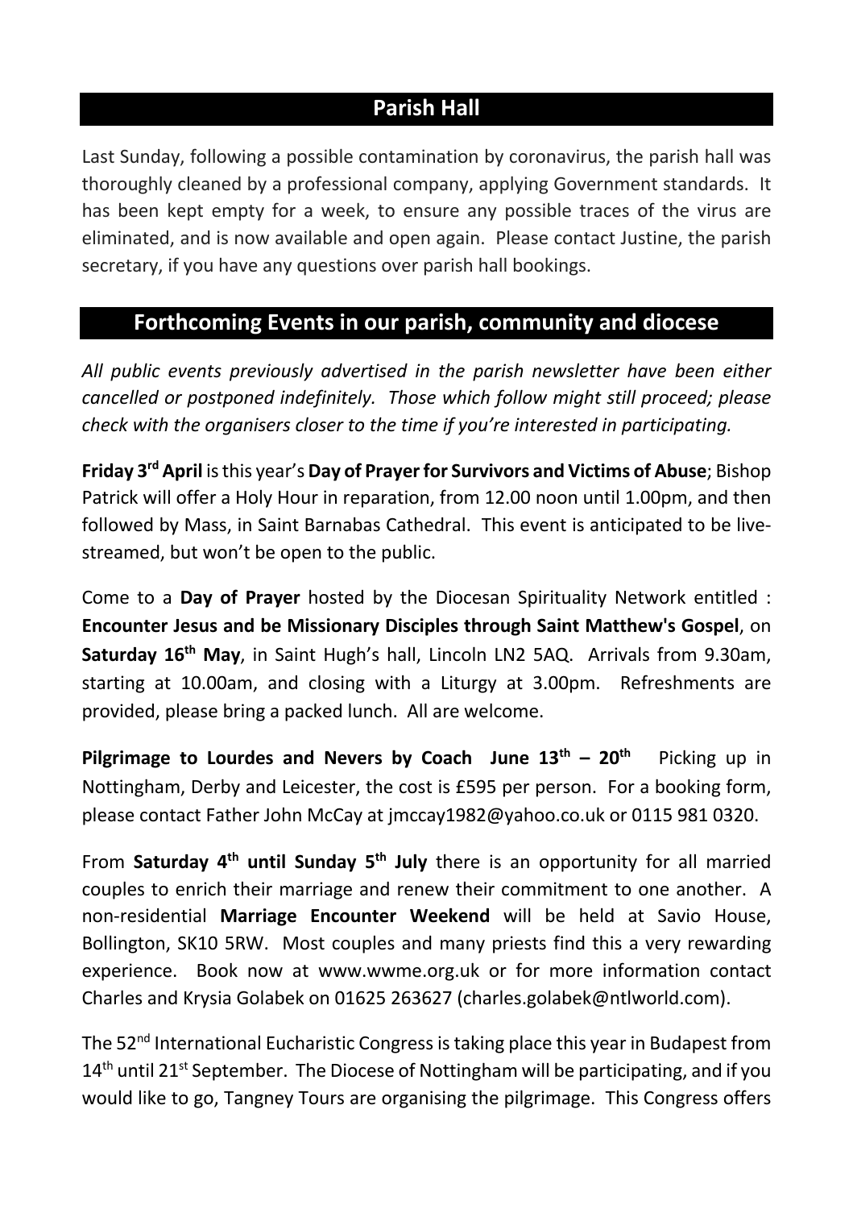## Parish Hall

Last Sunday, following a possible contamination by coronavirus, the parish hall was thoroughly cleaned by a professional company, applying Government standards. It has been kept empty for a week, to ensure any possible traces of the virus are eliminated, and is now available and open again. Please contact Justine, the parish secretary, if you have any questions over parish hall bookings.

## Forthcoming Events in our parish, community and diocese

*All public events previously advertised in the parish newsletter have been either cancelled or postponed indefinitely. Those which follow might still proceed; please check with the organisers closer to the time if you're interested in participating.*

**Friday 3rd April** is this year's **Day of Prayer for Survivors and Victims of Abuse**; Bishop Patrick will offer a Holy Hour in reparation, from 12.00 noon until 1.00pm, and then followed by Mass, in Saint Barnabas Cathedral. This event is anticipated to be live-streamed, but won't be open to the public.

Come to a **Day of Prayer** hosted by the Diocesan Spirituality Network entitled : **Encounter Jesus and be Missionary Disciples through Saint Matthew's Gospel**, on **Saturday 16th May**, in Saint Hugh's hall, Lincoln LN2 5AQ. Arrivals from 9.30am, starting at 10.00am, and closing with a Liturgy at 3.00pm. Refreshments are provided, please bring a packed lunch. All are welcome.

**Pilgrimage to Lourdes and Nevers by Coach June 13th – 20th** Picking up in Nottingham, Derby and Leicester, the cost is £595 per person. For a booking form, please contact Father John McCay at jmccay1982@yahoo.co.uk or 0115 981 0320.

From **Saturday 4th until Sunday 5th July** there is an opportunity for all married couples to enrich their marriage and renew their commitment to one another. A non-residential **Marriage Encounter Weekend** will be held at Savio House, Bollington, SK10 5RW. Most couples and many priests find this a very rewarding experience. Book now at www.wwme.org.uk or for more information contact Charles and Krysia Golabek on 01625 263627 (charles.golabek@ntlworld.com).

The 52nd International Eucharistic Congress is taking place this year in Budapest from 14th until 21st September. The Diocese of Nottingham will be participating, and if you would like to go, Tangney Tours are organising the pilgrimage. This Congress offers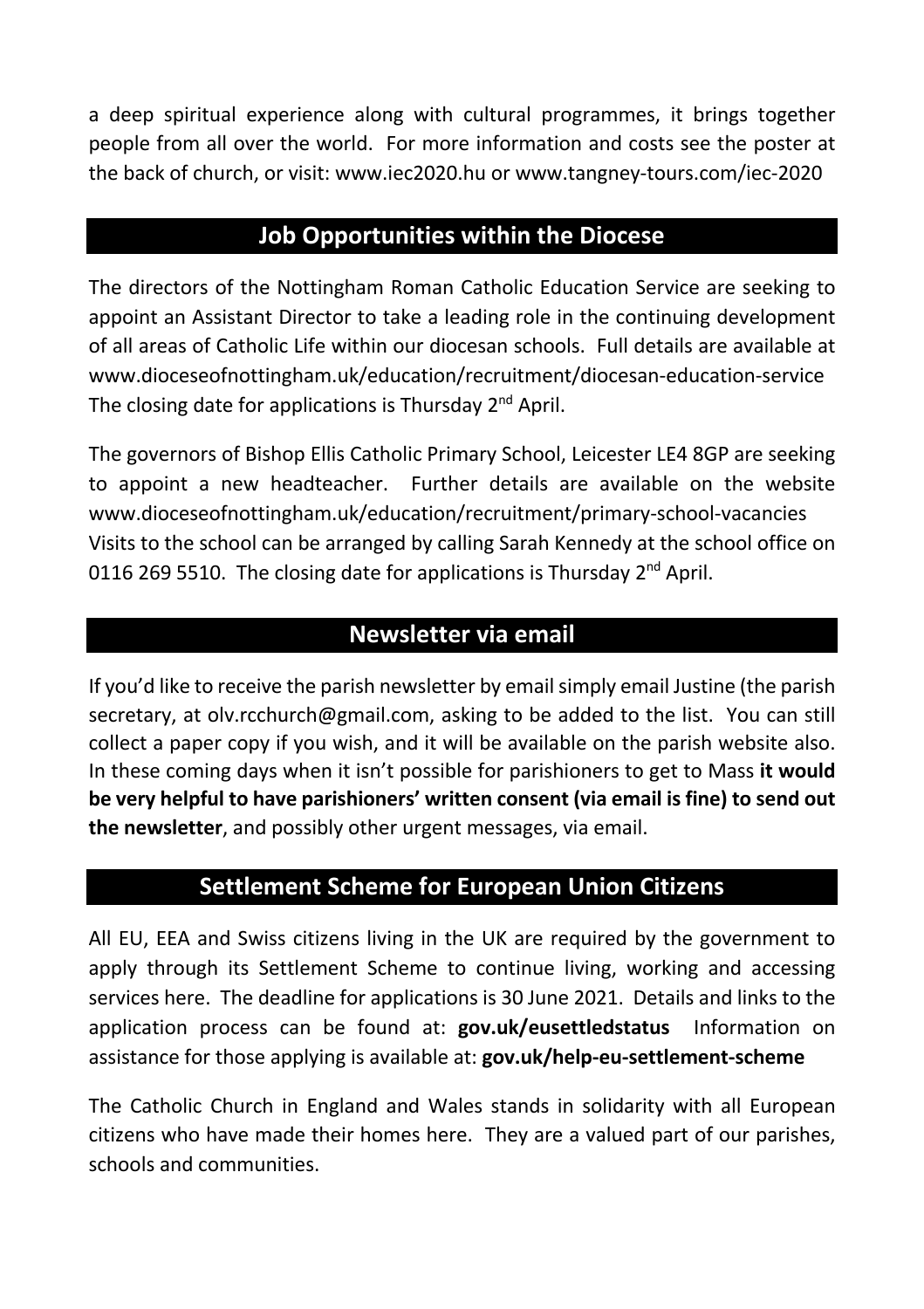a deep spiritual experience along with cultural programmes, it brings together people from all over the world. For more information and costs see the poster at the back of church, or visit: www.iec2020.hu or www.tangney-tours.com/iec-2020

## Job Opportunities within the Diocese

The directors of the Nottingham Roman Catholic Education Service are seeking to appoint an Assistant Director to take a leading role in the continuing development of all areas of Catholic Life within our diocesan schools. Full details are available at www.dioceseofnottingham.uk/education/recruitment/diocesan-education-service The closing date for applications is Thursday 2nd April.

The governors of Bishop Ellis Catholic Primary School, Leicester LE4 8GP are seeking to appoint a new headteacher. Further details are available on the website www.dioceseofnottingham.uk/education/recruitment/primary-school-vacancies Visits to the school can be arranged by calling Sarah Kennedy at the school office on 0116 269 5510. The closing date for applications is Thursday 2nd April.

## Newsletter via email

If you'd like to receive the parish newsletter by email simply email Justine (the parish secretary, at olv.rcchurch@gmail.com, asking to be added to the list. You can still collect a paper copy if you wish, and it will be available on the parish website also. In these coming days when it isn't possible for parishioners to get to Mass **it would be very helpful to have parishioners' written consent (via email is fine) to send out the newsletter**, and possibly other urgent messages, via email.

## Settlement Scheme for European Union Citizens

All EU, EEA and Swiss citizens living in the UK are required by the government to apply through its Settlement Scheme to continue living, working and accessing services here. The deadline for applications is 30 June 2021. Details and links to the application process can be found at: **gov.uk/eusettledstatus** Information on assistance for those applying is available at: **gov.uk/help-eu-settlement-scheme**

The Catholic Church in England and Wales stands in solidarity with all European citizens who have made their homes here. They are a valued part of our parishes, schools and communities.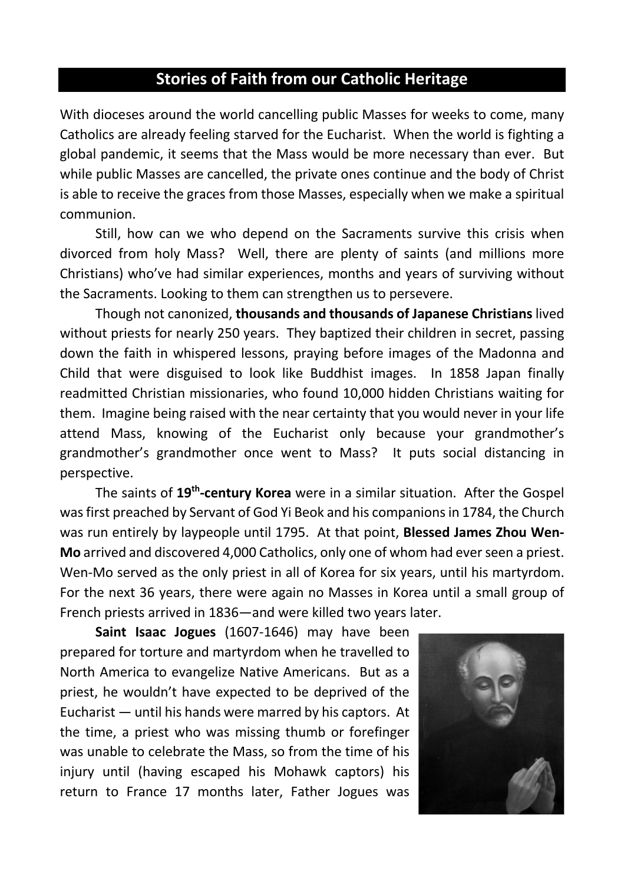## Stories of Faith from our Catholic Heritage

With dioceses around the world cancelling public Masses for weeks to come, many Catholics are already feeling starved for the Eucharist. When the world is fighting a global pandemic, it seems that the Mass would be more necessary than ever. But while public Masses are cancelled, the private ones continue and the body of Christ is able to receive the graces from those Masses, especially when we make a spiritual communion.

Still, how can we who depend on the Sacraments survive this crisis when divorced from holy Mass? Well, there are plenty of saints (and millions more Christians) who've had similar experiences, months and years of surviving without the Sacraments. Looking to them can strengthen us to persevere.

Though not canonized, **thousands and thousands of Japanese Christians** lived without priests for nearly 250 years. They baptized their children in secret, passing down the faith in whispered lessons, praying before images of the Madonna and Child that were disguised to look like Buddhist images. In 1858 Japan finally readmitted Christian missionaries, who found 10,000 hidden Christians waiting for them. Imagine being raised with the near certainty that you would never in your life attend Mass, knowing of the Eucharist only because your grandmother's grandmother's grandmother once went to Mass? It puts social distancing in perspective.

The saints of **19th-century Korea** were in a similar situation. After the Gospel was first preached by Servant of God Yi Beok and his companions in 1784, the Church was run entirely by laypeople until 1795. At that point, **Blessed James Zhou Wen-Mo** arrived and discovered 4,000 Catholics, only one of whom had ever seen a priest. Wen-Mo served as the only priest in all of Korea for six years, until his martyrdom. For the next 36 years, there were again no Masses in Korea until a small group of French priests arrived in 1836—and were killed two years later.

**Saint Isaac Jogues** (1607-1646) may have been prepared for torture and martyrdom when he travelled to North America to evangelize Native Americans. But as a priest, he wouldn't have expected to be deprived of the Eucharist — until his hands were marred by his captors. At the time, a priest who was missing thumb or forefinger was unable to celebrate the Mass, so from the time of his injury until (having escaped his Mohawk captors) his return to France 17 months later, Father Jogues was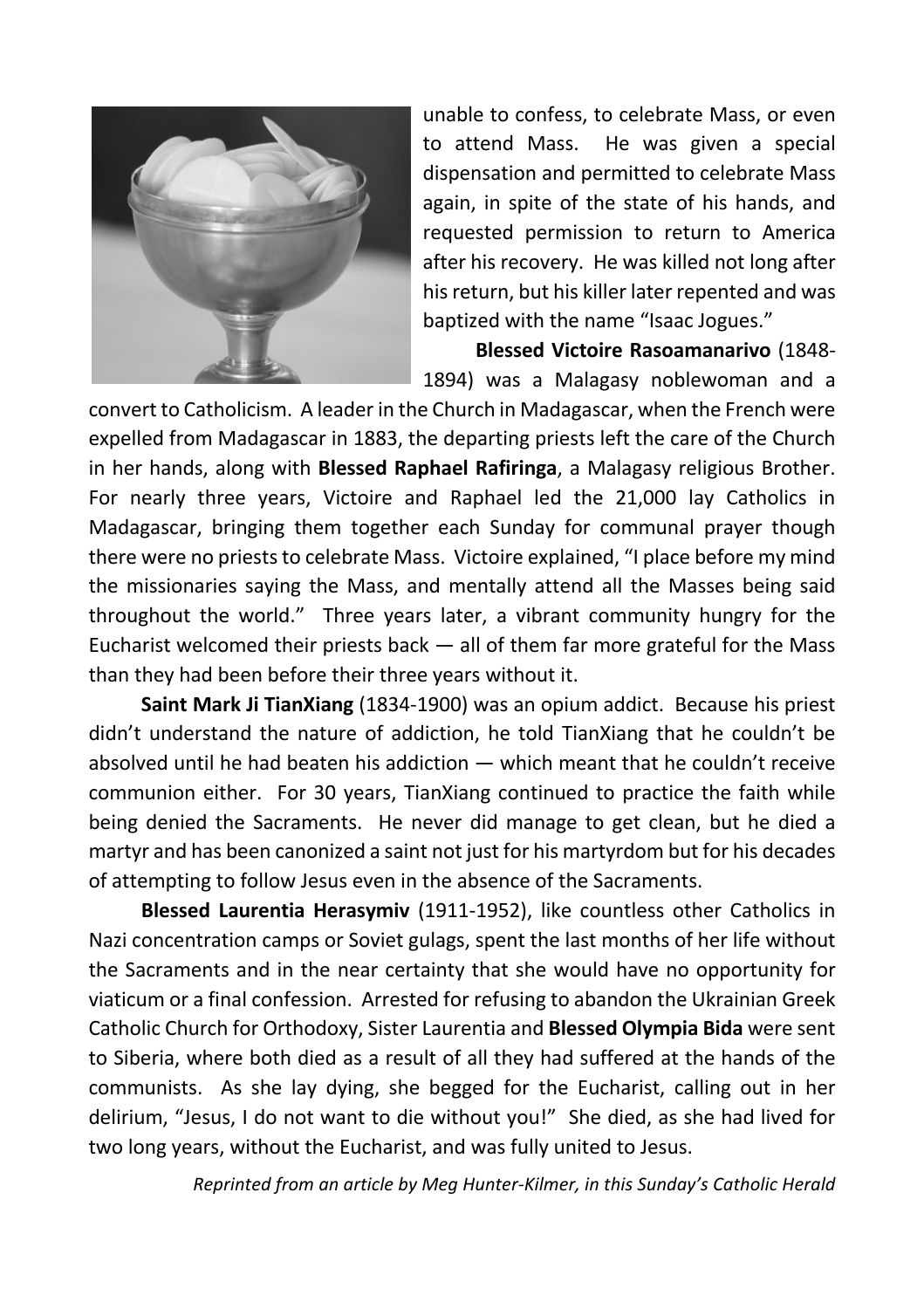unable to confess, to celebrate Mass, or even to attend Mass. He was given a special dispensation and permitted to celebrate Mass again, in spite of the state of his hands, and requested permission to return to America after his recovery. He was killed not long after his return, but his killer later repented and was baptized with the name "Isaac Jogues."

**Blessed Victoire Rasoamanarivo** (1848-1894) was a Malagasy noblewoman and a convert to Catholicism. A leader in the Church in Madagascar, when the French were expelled from Madagascar in 1883, the departing priests left the care of the Church in her hands, along with **Blessed Raphael Rafiringa**, a Malagasy religious Brother. For nearly three years, Victoire and Raphael led the 21,000 lay Catholics in Madagascar, bringing them together each Sunday for communal prayer though there were no priests to celebrate Mass. Victoire explained, "I place before my mind the missionaries saying the Mass, and mentally attend all the Masses being said throughout the world." Three years later, a vibrant community hungry for the Eucharist welcomed their priests back — all of them far more grateful for the Mass than they had been before their three years without it.

**Saint Mark Ji TianXiang** (1834-1900) was an opium addict. Because his priest didn't understand the nature of addiction, he told TianXiang that he couldn't be absolved until he had beaten his addiction — which meant that he couldn't receive communion either. For 30 years, TianXiang continued to practice the faith while being denied the Sacraments. He never did manage to get clean, but he died a martyr and has been canonized a saint not just for his martyrdom but for his decades of attempting to follow Jesus even in the absence of the Sacraments.

**Blessed Laurentia Herasymiv** (1911-1952), like countless other Catholics in Nazi concentration camps or Soviet gulags, spent the last months of her life without the Sacraments and in the near certainty that she would have no opportunity for viaticum or a final confession. Arrested for refusing to abandon the Ukrainian Greek Catholic Church for Orthodoxy, Sister Laurentia and **Blessed Olympia Bida** were sent to Siberia, where both died as a result of all they had suffered at the hands of the communists. As she lay dying, she begged for the Eucharist, calling out in her delirium, "Jesus, I do not want to die without you!" She died, as she had lived for two long years, without the Eucharist, and was fully united to Jesus.

*Reprinted from an article by Meg Hunter-Kilmer, in this Sunday's Catholic Herald*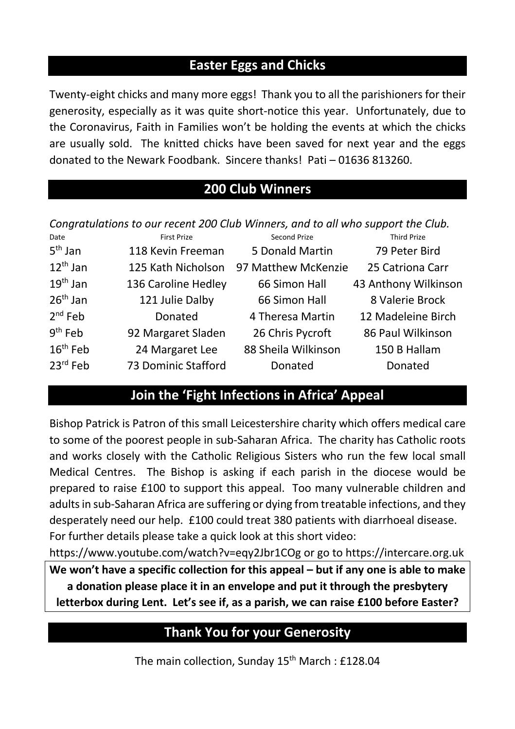## Easter Eggs and Chicks

Twenty-eight chicks and many more eggs! Thank you to all the parishioners for their generosity, especially as it was quite short-notice this year. Unfortunately, due to the Coronavirus, Faith in Families won't be holding the events at which the chicks are usually sold. The knitted chicks have been saved for next year and the eggs donated to the Newark Foodbank. Sincere thanks! Pati – 01636 813260.

## 200 Club Winners

*Congratulations to our recent 200 Club Winners, and to all who support the Club.*

| Date | First Prize | Second Prize | Third Prize |
|---|---|---|---|
| 5th Jan | 118 Kevin Freeman | 5 Donald Martin | 79 Peter Bird |
| 12th Jan | 125 Kath Nicholson | 97 Matthew McKenzie | 25 Catriona Carr |
| 19th Jan | 136 Caroline Hedley | 66 Simon Hall | 43 Anthony Wilkinson |
| 26th Jan | 121 Julie Dalby | 66 Simon Hall | 8 Valerie Brock |
| 2nd Feb | Donated | 4 Theresa Martin | 12 Madeleine Birch |
| 9th Feb | 92 Margaret Sladen | 26 Chris Pycroft | 86 Paul Wilkinson |
| 16th Feb | 24 Margaret Lee | 88 Sheila Wilkinson | 150 B Hallam |
| 23rd Feb | 73 Dominic Stafford | Donated | Donated |

## Join the 'Fight Infections in Africa' Appeal

Bishop Patrick is Patron of this small Leicestershire charity which offers medical care to some of the poorest people in sub-Saharan Africa. The charity has Catholic roots and works closely with the Catholic Religious Sisters who run the few local small Medical Centres. The Bishop is asking if each parish in the diocese would be prepared to raise £100 to support this appeal. Too many vulnerable children and adults in sub-Saharan Africa are suffering or dying from treatable infections, and they desperately need our help. £100 could treat 380 patients with diarrhoeal disease. For further details please take a quick look at this short video:
https://www.youtube.com/watch?v=eqy2Jbr1COg or go to https://intercare.org.uk

**We won't have a specific collection for this appeal – but if any one is able to make a donation please place it in an envelope and put it through the presbytery letterbox during Lent. Let's see if, as a parish, we can raise £100 before Easter?**

## Thank You for your Generosity

The main collection, Sunday 15th March : £128.04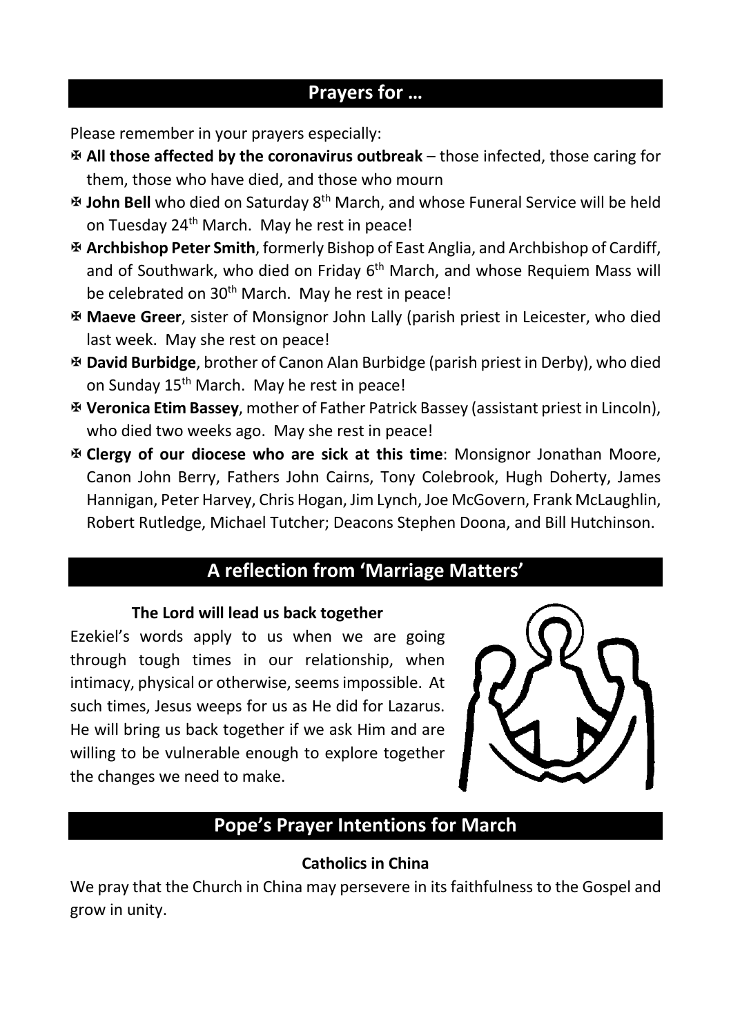## Prayers for …

Please remember in your prayers especially:

- ✠ **All those affected by the coronavirus outbreak** – those infected, those caring for them, those who have died, and those who mourn
- ✠ **John Bell** who died on Saturday 8th March, and whose Funeral Service will be held on Tuesday 24th March. May he rest in peace!
- ✠ **Archbishop Peter Smith**, formerly Bishop of East Anglia, and Archbishop of Cardiff, and of Southwark, who died on Friday 6th March, and whose Requiem Mass will be celebrated on 30th March. May he rest in peace!
- ✠ **Maeve Greer**, sister of Monsignor John Lally (parish priest in Leicester, who died last week. May she rest on peace!
- ✠ **David Burbidge**, brother of Canon Alan Burbidge (parish priest in Derby), who died on Sunday 15th March. May he rest in peace!
- ✠ **Veronica Etim Bassey**, mother of Father Patrick Bassey (assistant priest in Lincoln), who died two weeks ago. May she rest in peace!
- ✠ **Clergy of our diocese who are sick at this time**: Monsignor Jonathan Moore, Canon John Berry, Fathers John Cairns, Tony Colebrook, Hugh Doherty, James Hannigan, Peter Harvey, Chris Hogan, Jim Lynch, Joe McGovern, Frank McLaughlin, Robert Rutledge, Michael Tutcher; Deacons Stephen Doona, and Bill Hutchinson.

## A reflection from 'Marriage Matters'

**The Lord will lead us back together**

Ezekiel's words apply to us when we are going through tough times in our relationship, when intimacy, physical or otherwise, seems impossible. At such times, Jesus weeps for us as He did for Lazarus. He will bring us back together if we ask Him and are willing to be vulnerable enough to explore together the changes we need to make.

## Pope's Prayer Intentions for March

**Catholics in China**

We pray that the Church in China may persevere in its faithfulness to the Gospel and grow in unity.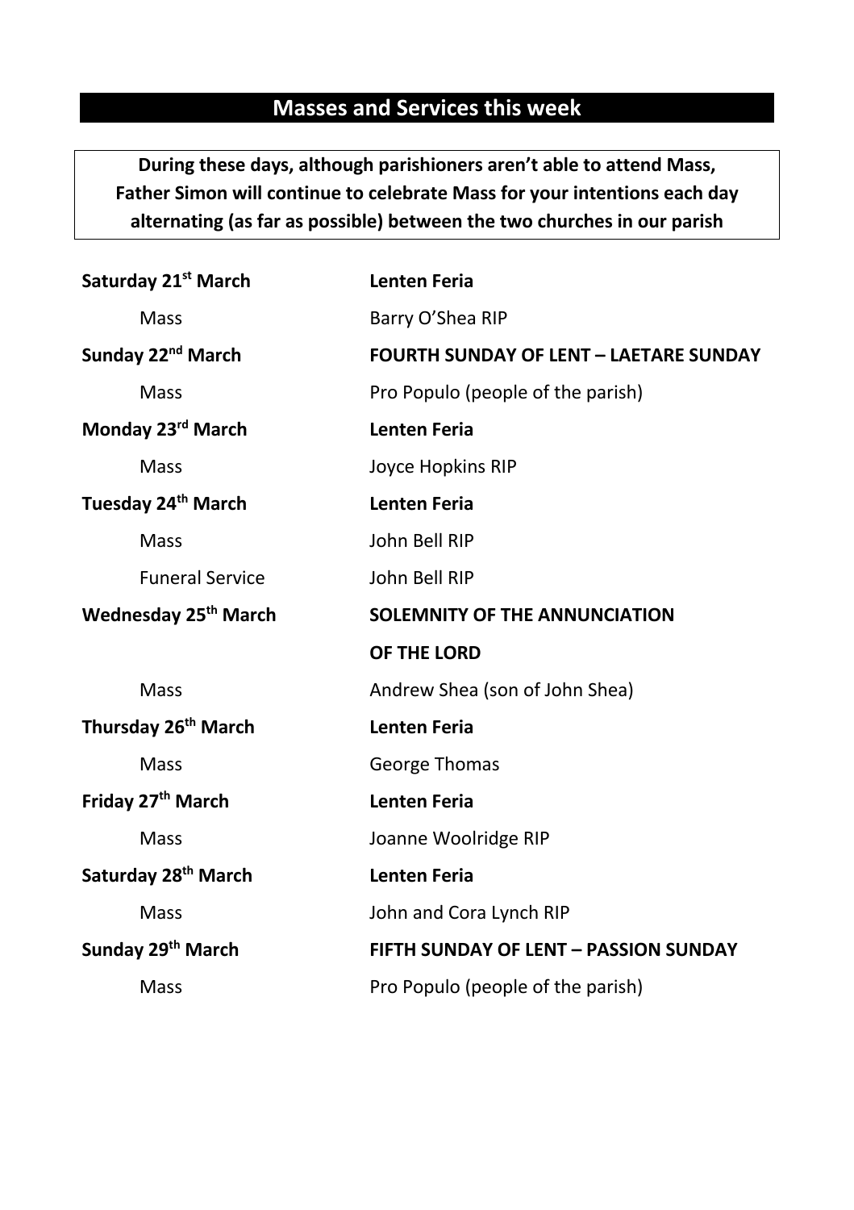## Masses and Services this week

**During these days, although parishioners aren't able to attend Mass, Father Simon will continue to celebrate Mass for your intentions each day alternating (as far as possible) between the two churches in our parish**

| | |
|---|---|
| **Saturday 21st March** | **Lenten Feria** |
| Mass | Barry O'Shea RIP |
| **Sunday 22nd March** | **FOURTH SUNDAY OF LENT – LAETARE SUNDAY** |
| Mass | Pro Populo (people of the parish) |
| **Monday 23rd March** | **Lenten Feria** |
| Mass | Joyce Hopkins RIP |
| **Tuesday 24th March** | **Lenten Feria** |
| Mass | John Bell RIP |
| Funeral Service | John Bell RIP |
| **Wednesday 25th March** | **SOLEMNITY OF THE ANNUNCIATION OF THE LORD** |
| Mass | Andrew Shea (son of John Shea) |
| **Thursday 26th March** | **Lenten Feria** |
| Mass | George Thomas |
| **Friday 27th March** | **Lenten Feria** |
| Mass | Joanne Woolridge RIP |
| **Saturday 28th March** | **Lenten Feria** |
| Mass | John and Cora Lynch RIP |
| **Sunday 29th March** | **FIFTH SUNDAY OF LENT – PASSION SUNDAY** |
| Mass | Pro Populo (people of the parish) |